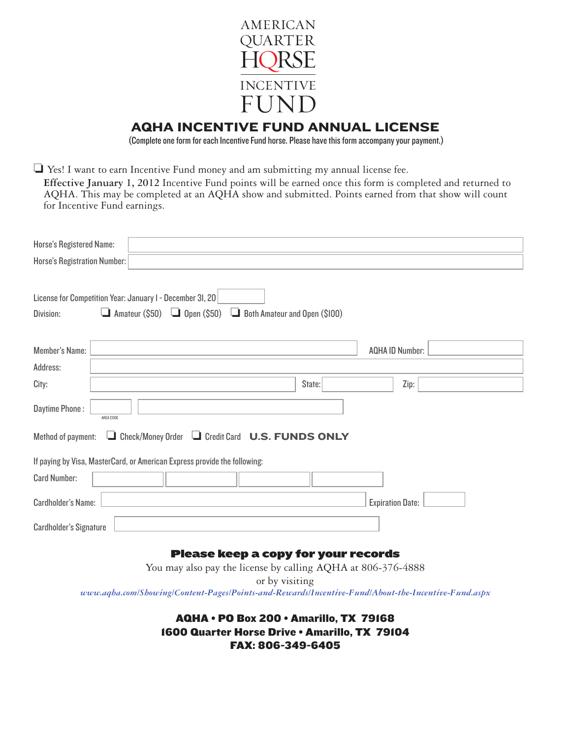AMERICAN QUARTER HORSE INCENTIVE FUND

# AQHA INCENTIVE FUND ANNUAL LICENSE

(Complete one form for each Incentive Fund horse. Please have this form accompany your payment.)

☐ Yes! I want to earn Incentive Fund money and am submitting my annual license fee.

**Effective January 1, 2012** Incentive Fund points will be earned once this form is completed and returned to AQHA. This may be completed at an AQHA show and submitted. Points earned from that show will count for Incentive Fund earnings.

Horse's Registered Name: ____________________

Horse's Registration Number: ____________________

License for Competition Year: January 1 - December 31, 20____

Division: ☐ Amateur ($50) ☐ Open ($50) ☐ Both Amateur and Open ($100)

Member's Name: ____________________ AQHA ID Number: ____________________

Address: ____________________

City: ____________________ State: __________ Zip: __________

Daytime Phone : ______ ____________________
AREA CODE

Method of payment: ☐ Check/Money Order ☐ Credit Card **U.S. FUNDS ONLY**

If paying by Visa, MasterCard, or American Express provide the following:

Card Number: ______ ______ ______ ______

Cardholder's Name: ____________________ Expiration Date: __________

Cardholder's Signature ____________________

**Please keep a copy for your records**

You may also pay the license by calling AQHA at 806-376-4888
or by visiting
*www.aqha.com/Showing/Content-Pages/Points-and-Rewards/Incentive-Fund/About-the-Incentive-Fund.aspx*

**AQHA • PO Box 200 • Amarillo, TX 79168**
**1600 Quarter Horse Drive • Amarillo, TX 79104**
**FAX: 806-349-6405**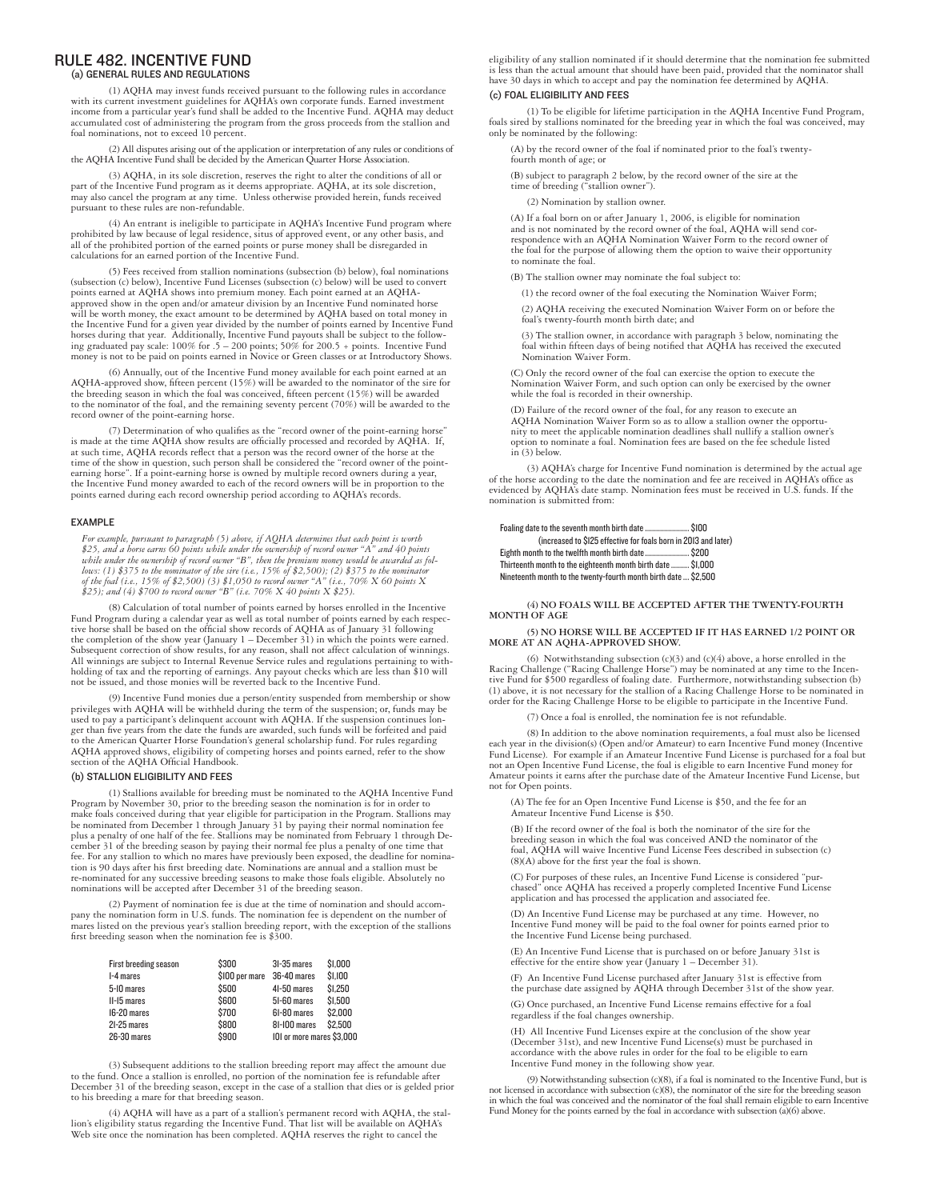# RULE 482. INCENTIVE FUND

## (a) GENERAL RULES AND REGULATIONS

(1) AQHA may invest funds received pursuant to the following rules in accordance with its current investment guidelines for AQHA's own corporate funds. Earned investment income from a particular year's fund shall be added to the Incentive Fund. AQHA may deduct accumulated cost of administering the program from the gross proceeds from the stallion and foal nominations, not to exceed 10 percent.

(2) All disputes arising out of the application or interpretation of any rules or conditions of the AQHA Incentive Fund shall be decided by the American Quarter Horse Association.

(3) AQHA, in its sole discretion, reserves the right to alter the conditions of all or part of the Incentive Fund program as it deems appropriate. AQHA, at its sole discretion, may also cancel the program at any time. Unless otherwise provided herein, funds received pursuant to these rules are non-refundable.

(4) An entrant is ineligible to participate in AQHA's Incentive Fund program where prohibited by law because of legal residence, situs of approved event, or any other basis, and all of the prohibited portion of the earned points or purse money shall be disregarded in calculations for an earned portion of the Incentive Fund.

(5) Fees received from stallion nominations (subsection (b) below), foal nominations (subsection (c) below), Incentive Fund Licenses (subsection (c) below) will be used to convert points earned at AQHA shows into premium money. Each point earned at an AQHA-approved show in the open and/or amateur division by an Incentive Fund nominated horse will be worth money, the exact amount to be determined by AQHA based on total money in the Incentive Fund for a given year divided by the number of points earned by Incentive Fund horses during that year. Additionally, Incentive Fund payouts shall be subject to the following graduated pay scale: 100% for .5 – 200 points; 50% for 200.5 + points. Incentive Fund money is not to be paid on points earned in Novice or Green classes or at Introductory Shows.

(6) Annually, out of the Incentive Fund money available for each point earned at an AQHA-approved show, fifteen percent (15%) will be awarded to the nominator of the sire for the breeding season in which the foal was conceived, fifteen percent (15%) will be awarded to the nominator of the foal, and the remaining seventy percent (70%) will be awarded to the record owner of the point-earning horse.

(7) Determination of who qualifies as the "record owner of the point-earning horse" is made at the time AQHA show results are officially processed and recorded by AQHA. If, at such time, AQHA records reflect that a person was the record owner of the horse at the time of the show in question, such person shall be considered the "record owner of the point-earning horse". If a point-earning horse is owned by multiple record owners during a year, the Incentive Fund money awarded to each of the record owners will be in proportion to the points earned during each record ownership period according to AQHA's records.

### EXAMPLE

*For example, pursuant to paragraph (5) above, if AQHA determines that each point is worth $25, and a horse earns 60 points while under the ownership of record owner "A" and 40 points while under the ownership of record owner "B", then the premium money would be awarded as follows: (1) $375 to the nominator of the sire (i.e., 15% of $2,500); (2) $375 to the nominator of the foal (i.e., 15% of $2,500) (3) $1,050 to record owner "A" (i.e., 70% X 60 points X $25); and (4) $700 to record owner "B" (i.e. 70% X 40 points X $25).*

(8) Calculation of total number of points earned by horses enrolled in the Incentive Fund Program during a calendar year as well as total number of points earned by each respective horse shall be based on the official show records of AQHA as of January 31 following the completion of the show year (January 1 – December 31) in which the points were earned. Subsequent correction of show results, for any reason, shall not affect calculation of winnings. All winnings are subject to Internal Revenue Service rules and regulations pertaining to withholding of tax and the reporting of earnings. Any payout checks which are less than $10 will not be issued, and those monies will be reverted back to the Incentive Fund.

(9) Incentive Fund monies due a person/entity suspended from membership or show privileges with AQHA will be withheld during the term of the suspension; or, funds may be used to pay a participant's delinquent account with AQHA. If the suspension continues longer than five years from the date the funds are awarded, such funds will be forfeited and paid to the American Quarter Horse Foundation's general scholarship fund. For rules regarding AQHA approved shows, eligibility of competing horses and points earned, refer to the show section of the AQHA Official Handbook.

## (b) STALLION ELIGIBILITY AND FEES

(1) Stallions available for breeding must be nominated to the AQHA Incentive Fund Program by November 30, prior to the breeding season the nomination is for in order to make foals conceived during that year eligible for participation in the Program. Stallions may be nominated from December 1 through January 31 by paying their normal nomination fee plus a penalty of one half of the fee. Stallions may be nominated from February 1 through December 31 of the breeding season by paying their normal fee plus a penalty of one time that fee. For any stallion to which no mares have previously been exposed, the deadline for nomination is 90 days after his first breeding date. Nominations are annual and a stallion must be re-nominated for any successive breeding seasons to make those foals eligible. Absolutely no nominations will be accepted after December 31 of the breeding season.

(2) Payment of nomination fee is due at the time of nomination and should accompany the nomination form in U.S. funds. The nomination fee is dependent on the number of mares listed on the previous year's stallion breeding report, with the exception of the stallions first breeding season when the nomination fee is $300.

| | | | |
|---|---|---|---|
| First breeding season | $300 | 31-35 mares | $1,000 |
| 1-4 mares | $100 per mare | 36-40 mares | $1,100 |
| 5-10 mares | $500 | 41-50 mares | $1,250 |
| 11-15 mares | $600 | 51-60 mares | $1,500 |
| 16-20 mares | $700 | 61-80 mares | $2,000 |
| 21-25 mares | $800 | 81-100 mares | $2,500 |
| 26-30 mares | $900 | 101 or more mares | $3,000 |

(3) Subsequent additions to the stallion breeding report may affect the amount due to the fund. Once a stallion is enrolled, no portion of the nomination fee is refundable after December 31 of the breeding season, except in the case of a stallion that dies or is gelded prior to his breeding a mare for that breeding season.

(4) AQHA will have as a part of a stallion's permanent record with AQHA, the stallion's eligibility status regarding the Incentive Fund. That list will be available on AQHA's Web site once the nomination has been completed. AQHA reserves the right to cancel the eligibility of any stallion nominated if it should determine that the nomination fee submitted is less than the actual amount that should have been paid, provided that the nominator shall have 30 days in which to accept and pay the nomination fee determined by AQHA.

## (c) FOAL ELIGIBILITY AND FEES

(1) To be eligible for lifetime participation in the AQHA Incentive Fund Program, foals sired by stallions nominated for the breeding year in which the foal was conceived, may only be nominated by the following:

(A) by the record owner of the foal if nominated prior to the foal's twenty-fourth month of age; or

(B) subject to paragraph 2 below, by the record owner of the sire at the time of breeding ("stallion owner").

(2) Nomination by stallion owner.

(A) If a foal born on or after January 1, 2006, is eligible for nomination and is not nominated by the record owner of the foal, AQHA will send correspondence with an AQHA Nomination Waiver Form to the record owner of the foal for the purpose of allowing them the option to waive their opportunity to nominate the foal.

(B) The stallion owner may nominate the foal subject to:

(1) the record owner of the foal executing the Nomination Waiver Form;

(2) AQHA receiving the executed Nomination Waiver Form on or before the foal's twenty-fourth month birth date; and

(3) The stallion owner, in accordance with paragraph 3 below, nominating the foal within fifteen days of being notified that AQHA has received the executed Nomination Waiver Form.

(C) Only the record owner of the foal can exercise the option to execute the Nomination Waiver Form, and such option can only be exercised by the owner while the foal is recorded in their ownership.

(D) Failure of the record owner of the foal, for any reason to execute an AQHA Nomination Waiver Form so as to allow a stallion owner the opportunity to meet the applicable nomination deadlines shall nullify a stallion owner's option to nominate a foal. Nomination fees are based on the fee schedule listed in (3) below.

(3) AQHA's charge for Incentive Fund nomination is determined by the actual age of the horse according to the date the nomination and fee are received in AQHA's office as evidenced by AQHA's date stamp. Nomination fees must be received in U.S. funds. If the nomination is submitted from:

Foaling date to the seventh month birth date ...................... $100
(increased to $125 effective for foals born in 2013 and later)
Eighth month to the twelfth month birth date ...................... $200
Thirteenth month to the eighteenth month birth date ......... $1,000
Nineteenth month to the twenty-fourth month birth date ... $2,500

**(4) NO FOALS WILL BE ACCEPTED AFTER THE TWENTY-FOURTH MONTH OF AGE**

**(5) NO HORSE WILL BE ACCEPTED IF IT HAS EARNED 1/2 POINT OR MORE AT AN AQHA-APPROVED SHOW.**

(6) Notwithstanding subsection (c)(3) and (c)(4) above, a horse enrolled in the Racing Challenge ("Racing Challenge Horse") may be nominated at any time to the Incentive Fund for $500 regardless of foaling date. Furthermore, notwithstanding subsection (b)(1) above, it is not necessary for the stallion of a Racing Challenge Horse to be nominated in order for the Racing Challenge Horse to be eligible to participate in the Incentive Fund.

(7) Once a foal is enrolled, the nomination fee is not refundable.

(8) In addition to the above nomination requirements, a foal must also be licensed each year in the division(s) (Open and/or Amateur) to earn Incentive Fund money (Incentive Fund License). For example if an Amateur Incentive Fund License is purchased for a foal but not an Open Incentive Fund License, the foal is eligible to earn Incentive Fund money for Amateur points it earns after the purchase date of the Amateur Incentive Fund License, but not for Open points.

(A) The fee for an Open Incentive Fund License is $50, and the fee for an Amateur Incentive Fund License is $50.

(B) If the record owner of the foal is both the nominator of the sire for the breeding season in which the foal was conceived AND the nominator of the foal, AQHA will waive Incentive Fund License Fees described in subsection (c)(8)(A) above for the first year the foal is shown.

(C) For purposes of these rules, an Incentive Fund License is considered "purchased" once AQHA has received a properly completed Incentive Fund License application and has processed the application and associated fee.

(D) An Incentive Fund License may be purchased at any time. However, no Incentive Fund money will be paid to the foal owner for points earned prior to the Incentive Fund License being purchased.

(E) An Incentive Fund License that is purchased on or before January 31st is effective for the entire show year (January 1 – December 31).

(F) An Incentive Fund License purchased after January 31st is effective from the purchase date assigned by AQHA through December 31st of the show year.

(G) Once purchased, an Incentive Fund License remains effective for a foal regardless if the foal changes ownership.

(H) All Incentive Fund Licenses expire at the conclusion of the show year (December 31st), and new Incentive Fund License(s) must be purchased in accordance with the above rules in order for the foal to be eligible to earn Incentive Fund money in the following show year.

(9) Notwithstanding subsection (c)(8), if a foal is nominated to the Incentive Fund, but is not licensed in accordance with subsection (c)(8), the nominator of the sire for the breeding season in which the foal was conceived and the nominator of the foal shall remain eligible to earn Incentive Fund Money for the points earned by the foal in accordance with subsection (a)(6) above.